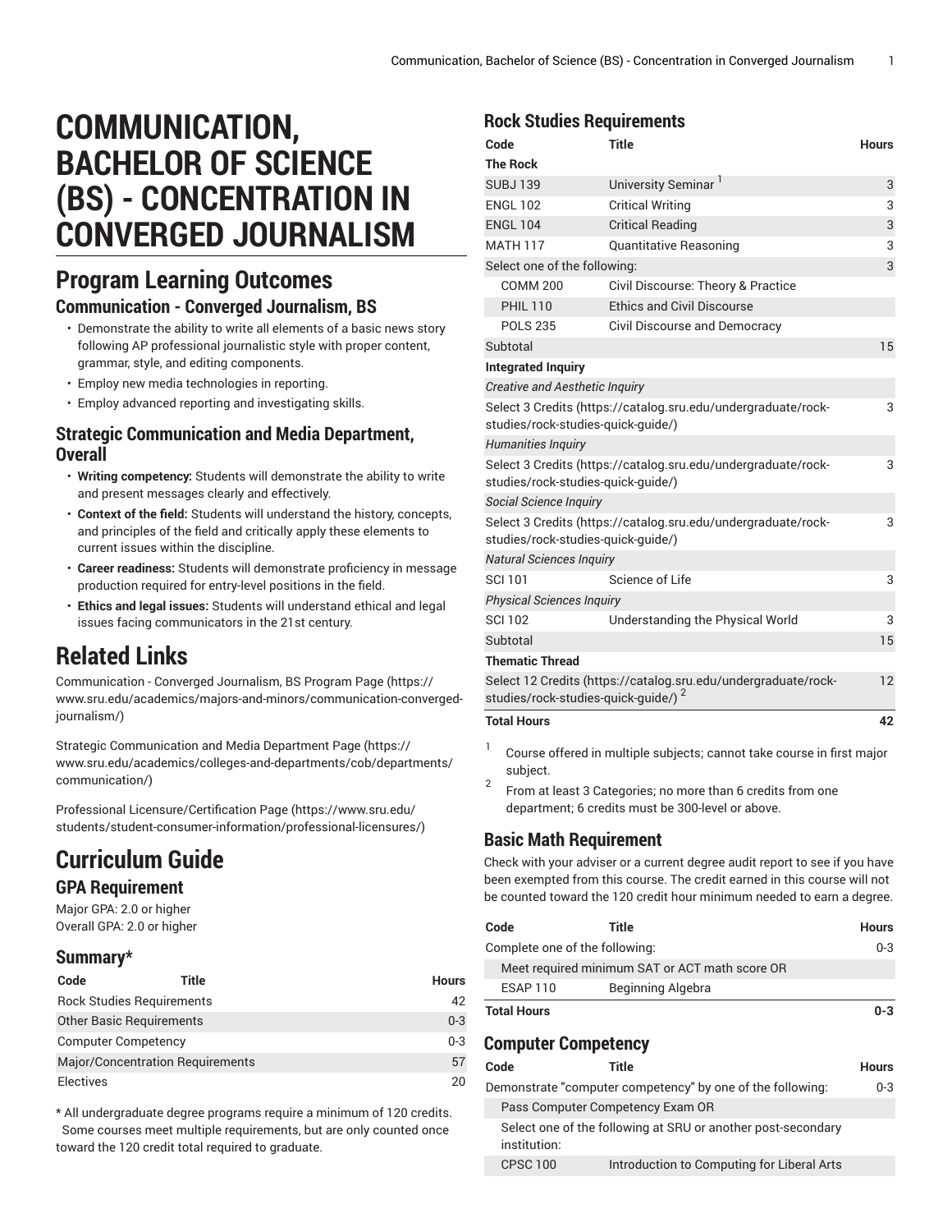# COMMUNICATION, BACHELOR OF SCIENCE (BS) - CONCENTRATION IN CONVERGED JOURNALISM

## Program Learning Outcomes

### Communication - Converged Journalism, BS

- Demonstrate the ability to write all elements of a basic news story following AP professional journalistic style with proper content, grammar, style, and editing components.
- Employ new media technologies in reporting.
- Employ advanced reporting and investigating skills.

### Strategic Communication and Media Department, Overall

- **Writing competency:** Students will demonstrate the ability to write and present messages clearly and effectively.
- **Context of the field:** Students will understand the history, concepts, and principles of the field and critically apply these elements to current issues within the discipline.
- **Career readiness:** Students will demonstrate proficiency in message production required for entry-level positions in the field.
- **Ethics and legal issues:** Students will understand ethical and legal issues facing communicators in the 21st century.

## Related Links

Communication - Converged Journalism, BS Program Page (https://www.sru.edu/academics/majors-and-minors/communication-converged-journalism/)

Strategic Communication and Media Department Page (https://www.sru.edu/academics/colleges-and-departments/cob/departments/communication/)

Professional Licensure/Certification Page (https://www.sru.edu/students/student-consumer-information/professional-licensures/)

## Curriculum Guide

### GPA Requirement

Major GPA: 2.0 or higher
Overall GPA: 2.0 or higher

### Summary*

| Code | Title | Hours |
|---|---|---|
| Rock Studies Requirements | | 42 |
| Other Basic Requirements | | 0-3 |
| Computer Competency | | 0-3 |
| Major/Concentration Requirements | | 57 |
| Electives | | 20 |

* All undergraduate degree programs require a minimum of 120 credits. Some courses meet multiple requirements, but are only counted once toward the 120 credit total required to graduate.

### Rock Studies Requirements

| Code | Title | Hours |
|---|---|---|
| **The Rock** | | |
| SUBJ 139 | University Seminar [1] | 3 |
| ENGL 102 | Critical Writing | 3 |
| ENGL 104 | Critical Reading | 3 |
| MATH 117 | Quantitative Reasoning | 3 |
| Select one of the following: | | 3 |
| COMM 200 | Civil Discourse: Theory & Practice | |
| PHIL 110 | Ethics and Civil Discourse | |
| POLS 235 | Civil Discourse and Democracy | |
| Subtotal | | 15 |
| **Integrated Inquiry** | | |
| *Creative and Aesthetic Inquiry* | | |
| Select 3 Credits (https://catalog.sru.edu/undergraduate/rock-studies/rock-studies-quick-guide/) | | 3 |
| *Humanities Inquiry* | | |
| Select 3 Credits (https://catalog.sru.edu/undergraduate/rock-studies/rock-studies-quick-guide/) | | 3 |
| *Social Science Inquiry* | | |
| Select 3 Credits (https://catalog.sru.edu/undergraduate/rock-studies/rock-studies-quick-guide/) | | 3 |
| *Natural Sciences Inquiry* | | |
| SCI 101 | Science of Life | 3 |
| *Physical Sciences Inquiry* | | |
| SCI 102 | Understanding the Physical World | 3 |
| Subtotal | | 15 |
| **Thematic Thread** | | |
| Select 12 Credits (https://catalog.sru.edu/undergraduate/rock-studies/rock-studies-quick-guide/) [2] | | 12 |
| **Total Hours** | | **42** |

[1] Course offered in multiple subjects; cannot take course in first major subject.

[2] From at least 3 Categories; no more than 6 credits from one department; 6 credits must be 300-level or above.

### Basic Math Requirement

Check with your adviser or a current degree audit report to see if you have been exempted from this course. The credit earned in this course will not be counted toward the 120 credit hour minimum needed to earn a degree.

| Code | Title | Hours |
|---|---|---|
| Complete one of the following: | | 0-3 |
| Meet required minimum SAT or ACT math score OR | | |
| ESAP 110 | Beginning Algebra | |
| **Total Hours** | | **0-3** |

### Computer Competency

| Code | Title | Hours |
|---|---|---|
| Demonstrate "computer competency" by one of the following: | | 0-3 |
| Pass Computer Competency Exam OR | | |
| Select one of the following at SRU or another post-secondary institution: | | |
| CPSC 100 | Introduction to Computing for Liberal Arts | |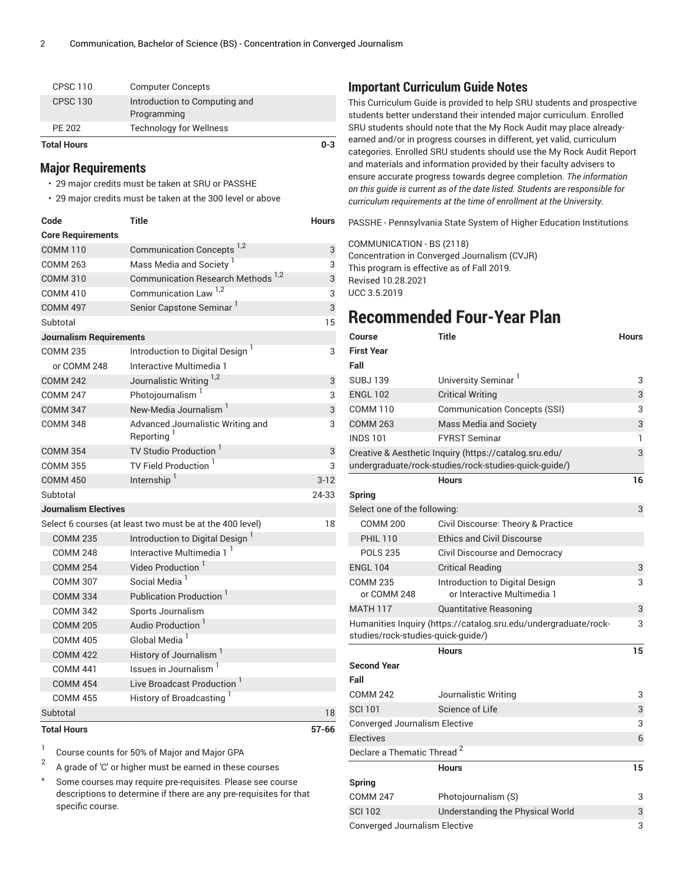| | | |
|---|---|---|
| CPSC 110 | Computer Concepts | |
| CPSC 130 | Introduction to Computing and Programming | |
| PE 202 | Technology for Wellness | |
| **Total Hours** | | **0-3** |

## Major Requirements

- 29 major credits must be taken at SRU or PASSHE
- 29 major credits must be taken at the 300 level or above

| Code | Title | Hours |
|---|---|---|
| **Core Requirements** | | |
| COMM 110 | Communication Concepts [1,2] | 3 |
| COMM 263 | Mass Media and Society [1] | 3 |
| COMM 310 | Communication Research Methods [1,2] | 3 |
| COMM 410 | Communication Law [1,2] | 3 |
| COMM 497 | Senior Capstone Seminar [1] | 3 |
| Subtotal | | 15 |
| **Journalism Requirements** | | |
| COMM 235 | Introduction to Digital Design [1] | 3 |
| or COMM 248 | Interactive Multimedia 1 | |
| COMM 242 | Journalistic Writing [1,2] | 3 |
| COMM 247 | Photojournalism [1] | 3 |
| COMM 347 | New-Media Journalism [1] | 3 |
| COMM 348 | Advanced Journalistic Writing and Reporting [1] | 3 |
| COMM 354 | TV Studio Production [1] | 3 |
| COMM 355 | TV Field Production [1] | 3 |
| COMM 450 | Internship [1] | 3-12 |
| Subtotal | | 24-33 |
| **Journalism Electives** | | |
| Select 6 courses (at least two must be at the 400 level) | | 18 |
| COMM 235 | Introduction to Digital Design [1] | |
| COMM 248 | Interactive Multimedia 1 [1] | |
| COMM 254 | Video Production [1] | |
| COMM 307 | Social Media [1] | |
| COMM 334 | Publication Production [1] | |
| COMM 342 | Sports Journalism | |
| COMM 205 | Audio Production [1] | |
| COMM 405 | Global Media [1] | |
| COMM 422 | History of Journalism [1] | |
| COMM 441 | Issues in Journalism [1] | |
| COMM 454 | Live Broadcast Production [1] | |
| COMM 455 | History of Broadcasting [1] | |
| Subtotal | | 18 |
| **Total Hours** | | **57-66** |

1. Course counts for 50% of Major and Major GPA
2. A grade of 'C' or higher must be earned in these courses

\* Some courses may require pre-requisites. Please see course descriptions to determine if there are any pre-requisites for that specific course.

## Important Curriculum Guide Notes

This Curriculum Guide is provided to help SRU students and prospective students better understand their intended major curriculum. Enrolled SRU students should note that the My Rock Audit may place already-earned and/or in progress courses in different, yet valid, curriculum categories. Enrolled SRU students should use the My Rock Audit Report and materials and information provided by their faculty advisers to ensure accurate progress towards degree completion. *The information on this guide is current as of the date listed. Students are responsible for curriculum requirements at the time of enrollment at the University.*

PASSHE - Pennsylvania State System of Higher Education Institutions

COMMUNICATION - BS (2118)
Concentration in Converged Journalism (CVJR)
This program is effective as of Fall 2019.
Revised 10.28.2021
UCC 3.5.2019

# Recommended Four-Year Plan

| Course | Title | Hours |
|---|---|---|
| **First Year** | | |
| **Fall** | | |
| SUBJ 139 | University Seminar [1] | 3 |
| ENGL 102 | Critical Writing | 3 |
| COMM 110 | Communication Concepts (SSI) | 3 |
| COMM 263 | Mass Media and Society | 3 |
| INDS 101 | FYRST Seminar | 1 |
| Creative & Aesthetic Inquiry (https://catalog.sru.edu/undergraduate/rock-studies/rock-studies-quick-guide/) | | 3 |
| | **Hours** | **16** |
| **Spring** | | |
| Select one of the following: | | 3 |
| COMM 200 | Civil Discourse: Theory & Practice | |
| PHIL 110 | Ethics and Civil Discourse | |
| POLS 235 | Civil Discourse and Democracy | |
| ENGL 104 | Critical Reading | 3 |
| COMM 235 or COMM 248 | Introduction to Digital Design or Interactive Multimedia 1 | 3 |
| MATH 117 | Quantitative Reasoning | 3 |
| Humanities Inquiry (https://catalog.sru.edu/undergraduate/rock-studies/rock-studies-quick-guide/) | | 3 |
| | **Hours** | **15** |
| **Second Year** | | |
| **Fall** | | |
| COMM 242 | Journalistic Writing | 3 |
| SCI 101 | Science of Life | 3 |
| Converged Journalism Elective | | 3 |
| Electives | | 6 |
| Declare a Thematic Thread [2] | | |
| | **Hours** | **15** |
| **Spring** | | |
| COMM 247 | Photojournalism (S) | 3 |
| SCI 102 | Understanding the Physical World | 3 |
| Converged Journalism Elective | | 3 |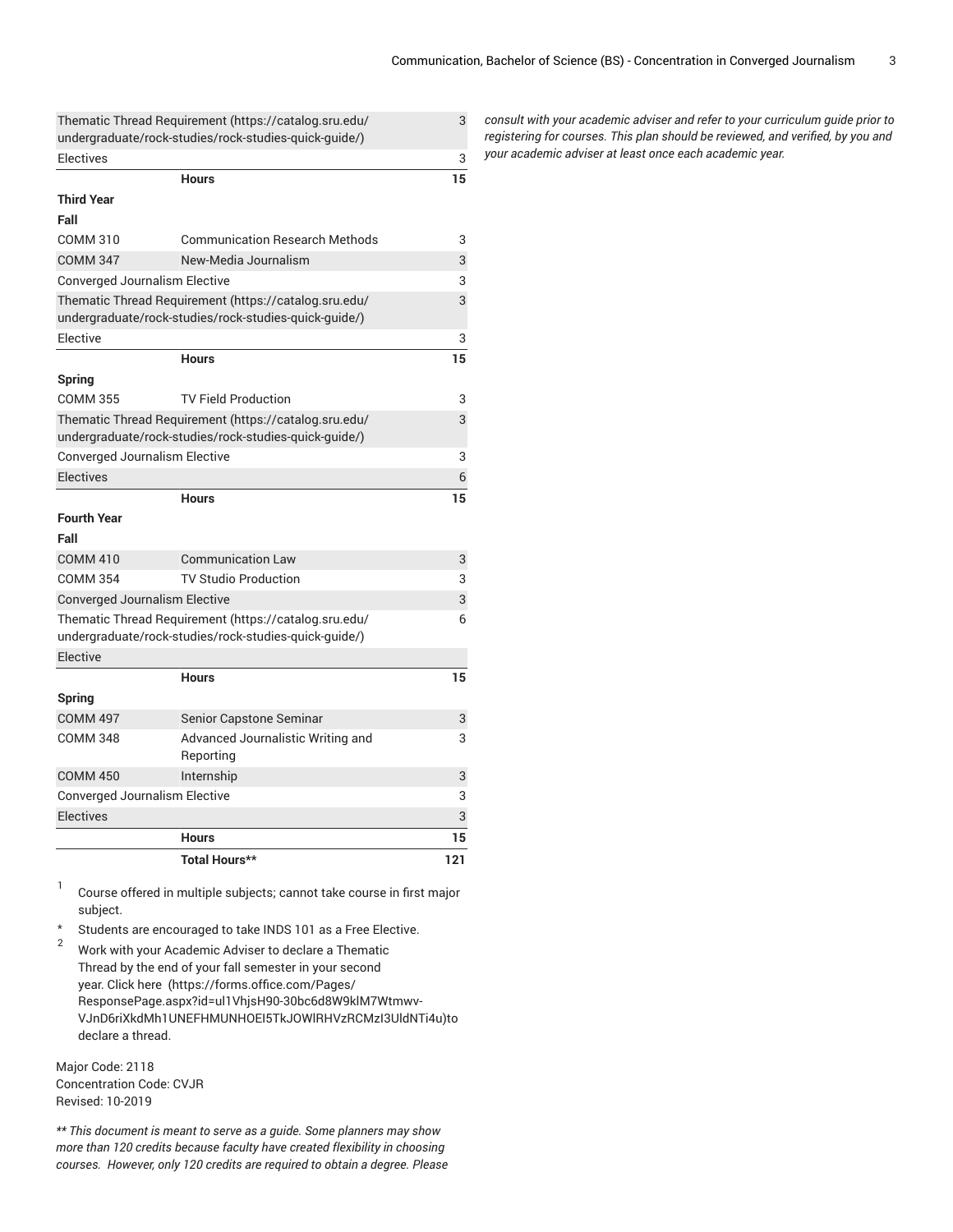| | | |
|---|---|---|
| Thematic Thread Requirement (https://catalog.sru.edu/undergraduate/rock-studies/rock-studies-quick-guide/) | | 3 |
| Electives | | 3 |
| | **Hours** | **15** |
| **Third Year** | | |
| **Fall** | | |
| COMM 310 | Communication Research Methods | 3 |
| COMM 347 | New-Media Journalism | 3 |
| Converged Journalism Elective | | 3 |
| Thematic Thread Requirement (https://catalog.sru.edu/undergraduate/rock-studies/rock-studies-quick-guide/) | | 3 |
| Elective | | 3 |
| | **Hours** | **15** |
| **Spring** | | |
| COMM 355 | TV Field Production | 3 |
| Thematic Thread Requirement (https://catalog.sru.edu/undergraduate/rock-studies/rock-studies-quick-guide/) | | 3 |
| Converged Journalism Elective | | 3 |
| Electives | | 6 |
| | **Hours** | **15** |
| **Fourth Year** | | |
| **Fall** | | |
| COMM 410 | Communication Law | 3 |
| COMM 354 | TV Studio Production | 3 |
| Converged Journalism Elective | | 3 |
| Thematic Thread Requirement (https://catalog.sru.edu/undergraduate/rock-studies/rock-studies-quick-guide/) | | 6 |
| Elective | | |
| | **Hours** | **15** |
| **Spring** | | |
| COMM 497 | Senior Capstone Seminar | 3 |
| COMM 348 | Advanced Journalistic Writing and Reporting | 3 |
| COMM 450 | Internship | 3 |
| Converged Journalism Elective | | 3 |
| Electives | | 3 |
| | **Hours** | **15** |
| | **Total Hours**** | **121** |

[1] Course offered in multiple subjects; cannot take course in first major subject.

* Students are encouraged to take INDS 101 as a Free Elective.

[2] Work with your Academic Adviser to declare a Thematic Thread by the end of your fall semester in your second year. Click here (https://forms.office.com/Pages/ResponsePage.aspx?id=ul1VhjsH90-30bc6d8W9klM7Wtmwv-VJnD6riXkdMh1UNEFHMUNHOEI5TkJOWlRHVzRCMzI3UldNTi4u)to declare a thread.

Major Code: 2118
Concentration Code: CVJR
Revised: 10-2019

*** This document is meant to serve as a guide. Some planners may show more than 120 credits because faculty have created flexibility in choosing courses. However, only 120 credits are required to obtain a degree. Please consult with your academic adviser and refer to your curriculum guide prior to registering for courses. This plan should be reviewed, and verified, by you and your academic adviser at least once each academic year.*